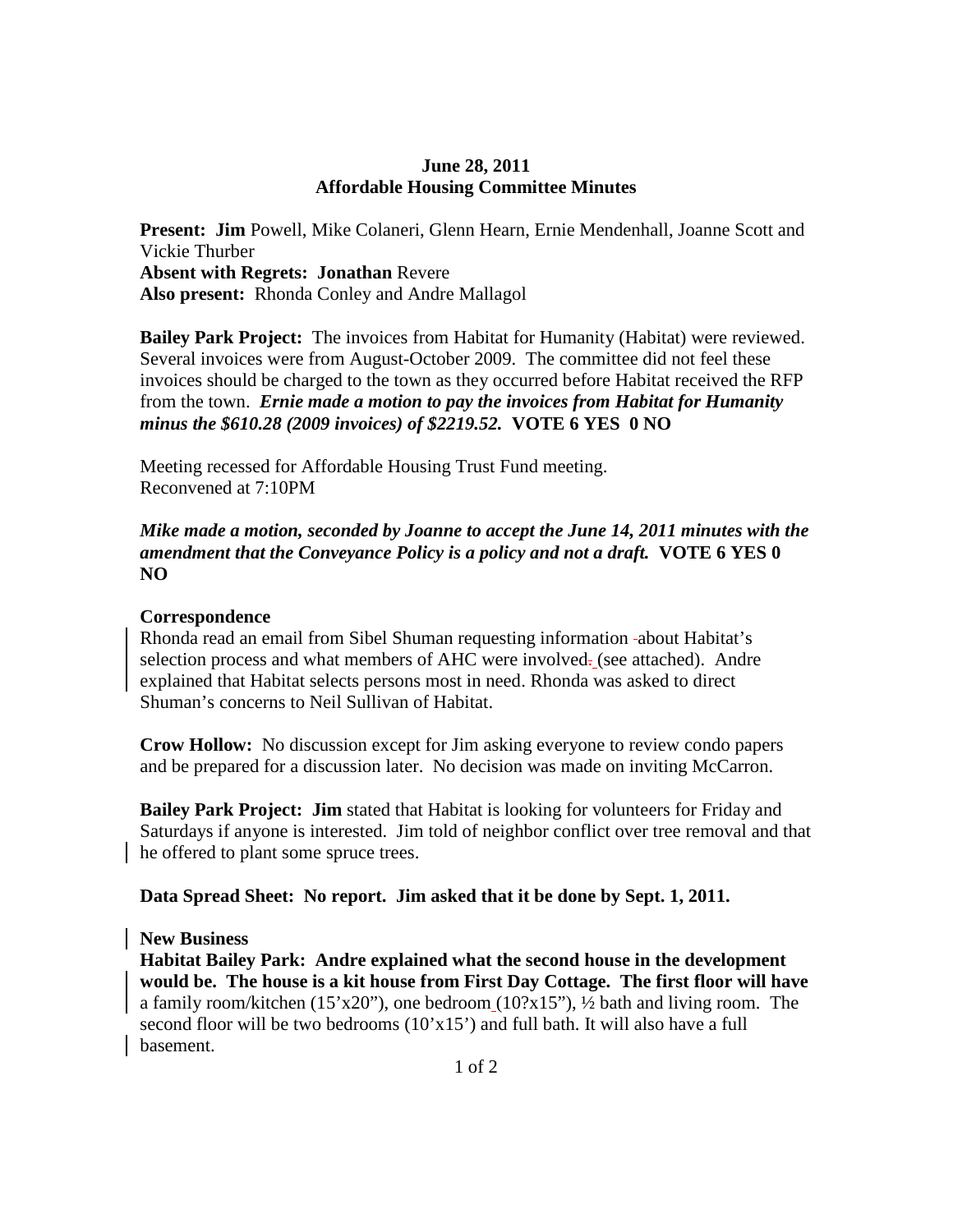**June 28, 2011**
**Affordable Housing Committee Minutes**

**Present: Jim** Powell, Mike Colaneri, Glenn Hearn, Ernie Mendenhall, Joanne Scott and Vickie Thurber
**Absent with Regrets: Jonathan** Revere
**Also present:** Rhonda Conley and Andre Mallagol

**Bailey Park Project:** The invoices from Habitat for Humanity (Habitat) were reviewed. Several invoices were from August-October 2009. The committee did not feel these invoices should be charged to the town as they occurred before Habitat received the RFP from the town. ***Ernie made a motion to pay the invoices from Habitat for Humanity minus the $610.28 (2009 invoices) of $2219.52.*** **VOTE 6 YES 0 NO**

Meeting recessed for Affordable Housing Trust Fund meeting.
Reconvened at 7:10PM

***Mike made a motion, seconded by Joanne to accept the June 14, 2011 minutes with the amendment that the Conveyance Policy is a policy and not a draft.*** **VOTE 6 YES 0 NO**

**Correspondence**
Rhonda read an email from Sibel Shuman requesting information about Habitat's selection process and what members of AHC were involved. (see attached). Andre explained that Habitat selects persons most in need. Rhonda was asked to direct Shuman's concerns to Neil Sullivan of Habitat.

**Crow Hollow:** No discussion except for Jim asking everyone to review condo papers and be prepared for a discussion later. No decision was made on inviting McCarron.

**Bailey Park Project: Jim** stated that Habitat is looking for volunteers for Friday and Saturdays if anyone is interested. Jim told of neighbor conflict over tree removal and that he offered to plant some spruce trees.

**Data Spread Sheet: No report. Jim asked that it be done by Sept. 1, 2011.**

**New Business**
**Habitat Bailey Park: Andre explained what the second house in the development would be. The house is a kit house from First Day Cottage. The first floor will have** a family room/kitchen (15'x20"), one bedroom (10?x15"), ½ bath and living room. The second floor will be two bedrooms (10'x15') and full bath. It will also have a full basement.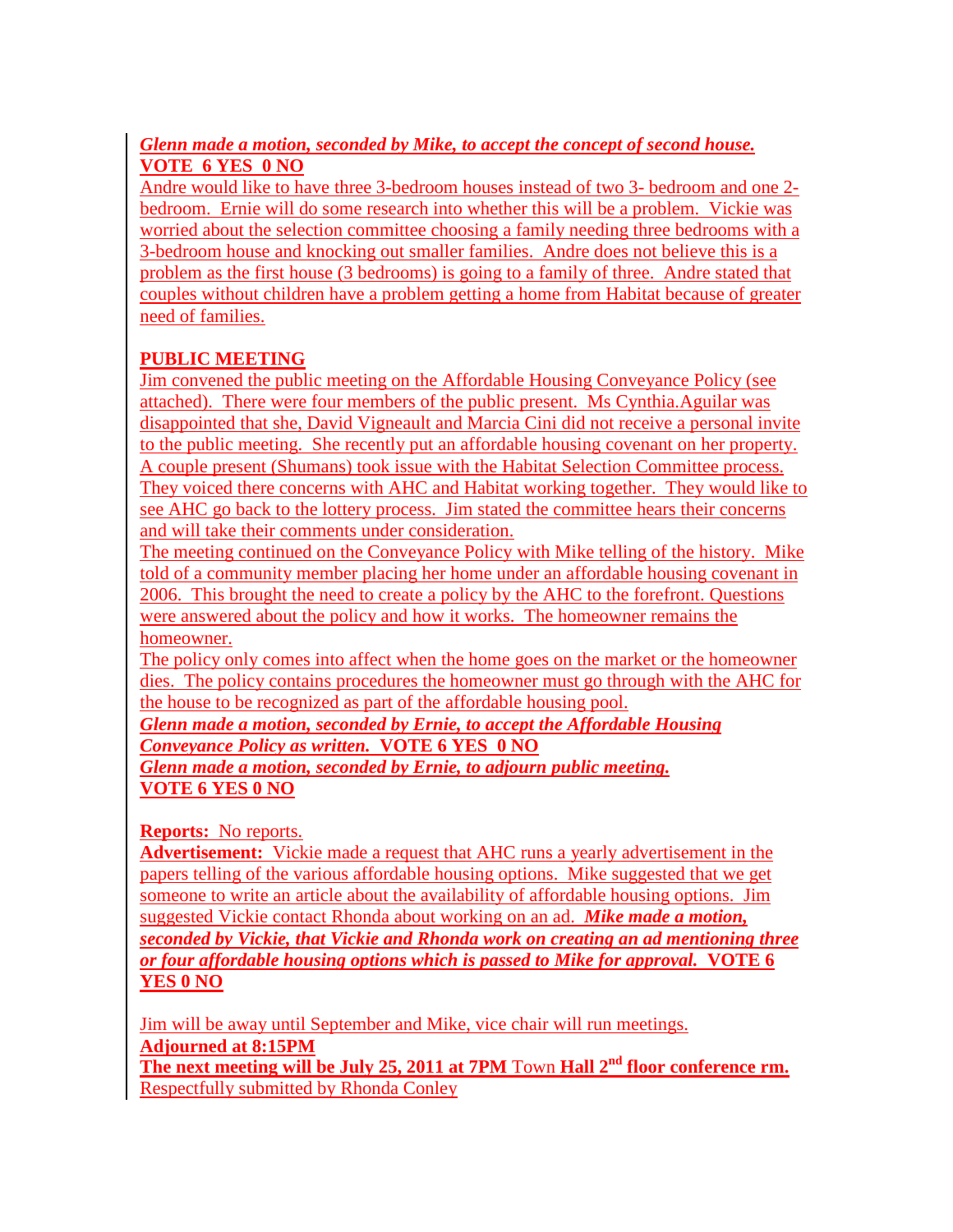***Glenn made a motion, seconded by Mike, to accept the concept of second house.***
**VOTE 6 YES 0 NO**

Andre would like to have three 3-bedroom houses instead of two 3- bedroom and one 2-bedroom. Ernie will do some research into whether this will be a problem. Vickie was worried about the selection committee choosing a family needing three bedrooms with a 3-bedroom house and knocking out smaller families. Andre does not believe this is a problem as the first house (3 bedrooms) is going to a family of three. Andre stated that couples without children have a problem getting a home from Habitat because of greater need of families.

**PUBLIC MEETING**

Jim convened the public meeting on the Affordable Housing Conveyance Policy (see attached). There were four members of the public present. Ms Cynthia.Aguilar was disappointed that she, David Vigneault and Marcia Cini did not receive a personal invite to the public meeting. She recently put an affordable housing covenant on her property. A couple present (Shumans) took issue with the Habitat Selection Committee process. They voiced there concerns with AHC and Habitat working together. They would like to see AHC go back to the lottery process. Jim stated the committee hears their concerns and will take their comments under consideration.

The meeting continued on the Conveyance Policy with Mike telling of the history. Mike told of a community member placing her home under an affordable housing covenant in 2006. This brought the need to create a policy by the AHC to the forefront. Questions were answered about the policy and how it works. The homeowner remains the homeowner.

The policy only comes into affect when the home goes on the market or the homeowner dies. The policy contains procedures the homeowner must go through with the AHC for the house to be recognized as part of the affordable housing pool.

***Glenn made a motion, seconded by Ernie, to accept the Affordable Housing Conveyance Policy as written.*** **VOTE 6 YES 0 NO**

***Glenn made a motion, seconded by Ernie, to adjourn public meeting.***
**VOTE 6 YES 0 NO**

**Reports:** No reports.

**Advertisement:** Vickie made a request that AHC runs a yearly advertisement in the papers telling of the various affordable housing options. Mike suggested that we get someone to write an article about the availability of affordable housing options. Jim suggested Vickie contact Rhonda about working on an ad. ***Mike made a motion, seconded by Vickie, that Vickie and Rhonda work on creating an ad mentioning three or four affordable housing options which is passed to Mike for approval.*** **VOTE 6 YES 0 NO**

Jim will be away until September and Mike, vice chair will run meetings.

**Adjourned at 8:15PM**

**The next meeting will be July 25, 2011 at 7PM** Town **Hall 2nd floor conference rm.**

Respectfully submitted by Rhonda Conley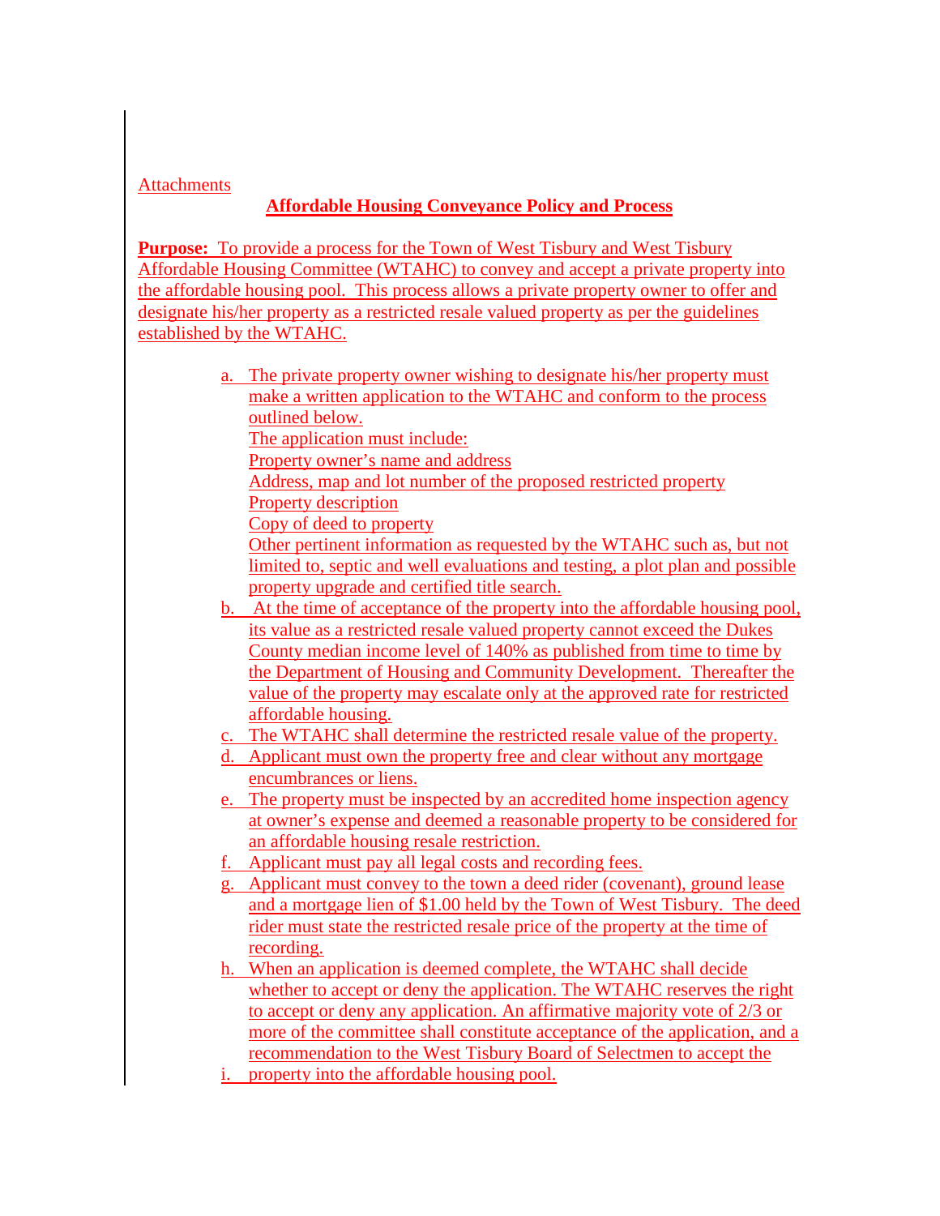Attachments

## Affordable Housing Conveyance Policy and Process

**Purpose:** To provide a process for the Town of West Tisbury and West Tisbury Affordable Housing Committee (WTAHC) to convey and accept a private property into the affordable housing pool. This process allows a private property owner to offer and designate his/her property as a restricted resale valued property as per the guidelines established by the WTAHC.

a. The private property owner wishing to designate his/her property must make a written application to the WTAHC and conform to the process outlined below.
   The application must include:
   Property owner's name and address
   Address, map and lot number of the proposed restricted property
   Property description
   Copy of deed to property
   Other pertinent information as requested by the WTAHC such as, but not limited to, septic and well evaluations and testing, a plot plan and possible property upgrade and certified title search.

b. At the time of acceptance of the property into the affordable housing pool, its value as a restricted resale valued property cannot exceed the Dukes County median income level of 140% as published from time to time by the Department of Housing and Community Development. Thereafter the value of the property may escalate only at the approved rate for restricted affordable housing.

c. The WTAHC shall determine the restricted resale value of the property.

d. Applicant must own the property free and clear without any mortgage encumbrances or liens.

e. The property must be inspected by an accredited home inspection agency at owner's expense and deemed a reasonable property to be considered for an affordable housing resale restriction.

f. Applicant must pay all legal costs and recording fees.

g. Applicant must convey to the town a deed rider (covenant), ground lease and a mortgage lien of $1.00 held by the Town of West Tisbury. The deed rider must state the restricted resale price of the property at the time of recording.

h. When an application is deemed complete, the WTAHC shall decide whether to accept or deny the application. The WTAHC reserves the right to accept or deny any application. An affirmative majority vote of 2/3 or more of the committee shall constitute acceptance of the application, and a recommendation to the West Tisbury Board of Selectmen to accept the

i. property into the affordable housing pool.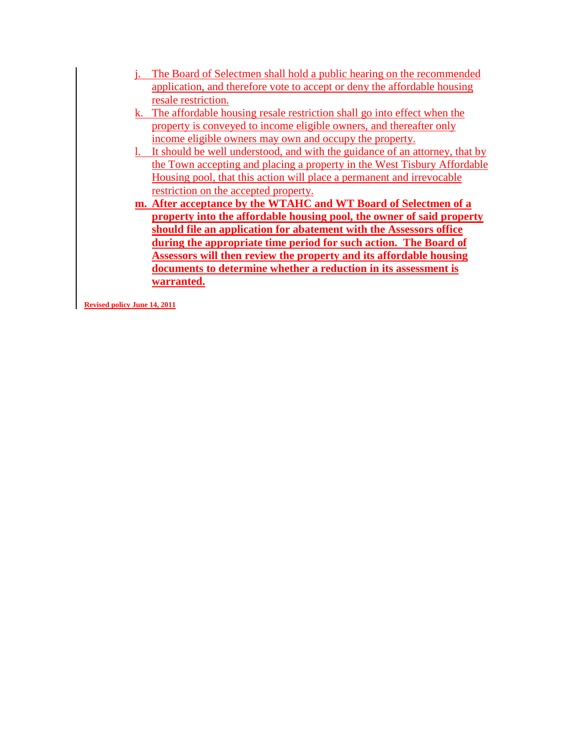j. The Board of Selectmen shall hold a public hearing on the recommended application, and therefore vote to accept or deny the affordable housing resale restriction.

k. The affordable housing resale restriction shall go into effect when the property is conveyed to income eligible owners, and thereafter only income eligible owners may own and occupy the property.

l. It should be well understood, and with the guidance of an attorney, that by the Town accepting and placing a property in the West Tisbury Affordable Housing pool, that this action will place a permanent and irrevocable restriction on the accepted property.

**m. After acceptance by the WTAHC and WT Board of Selectmen of a property into the affordable housing pool, the owner of said property should file an application for abatement with the Assessors office during the appropriate time period for such action. The Board of Assessors will then review the property and its affordable housing documents to determine whether a reduction in its assessment is warranted.**

**Revised policy June 14, 2011**